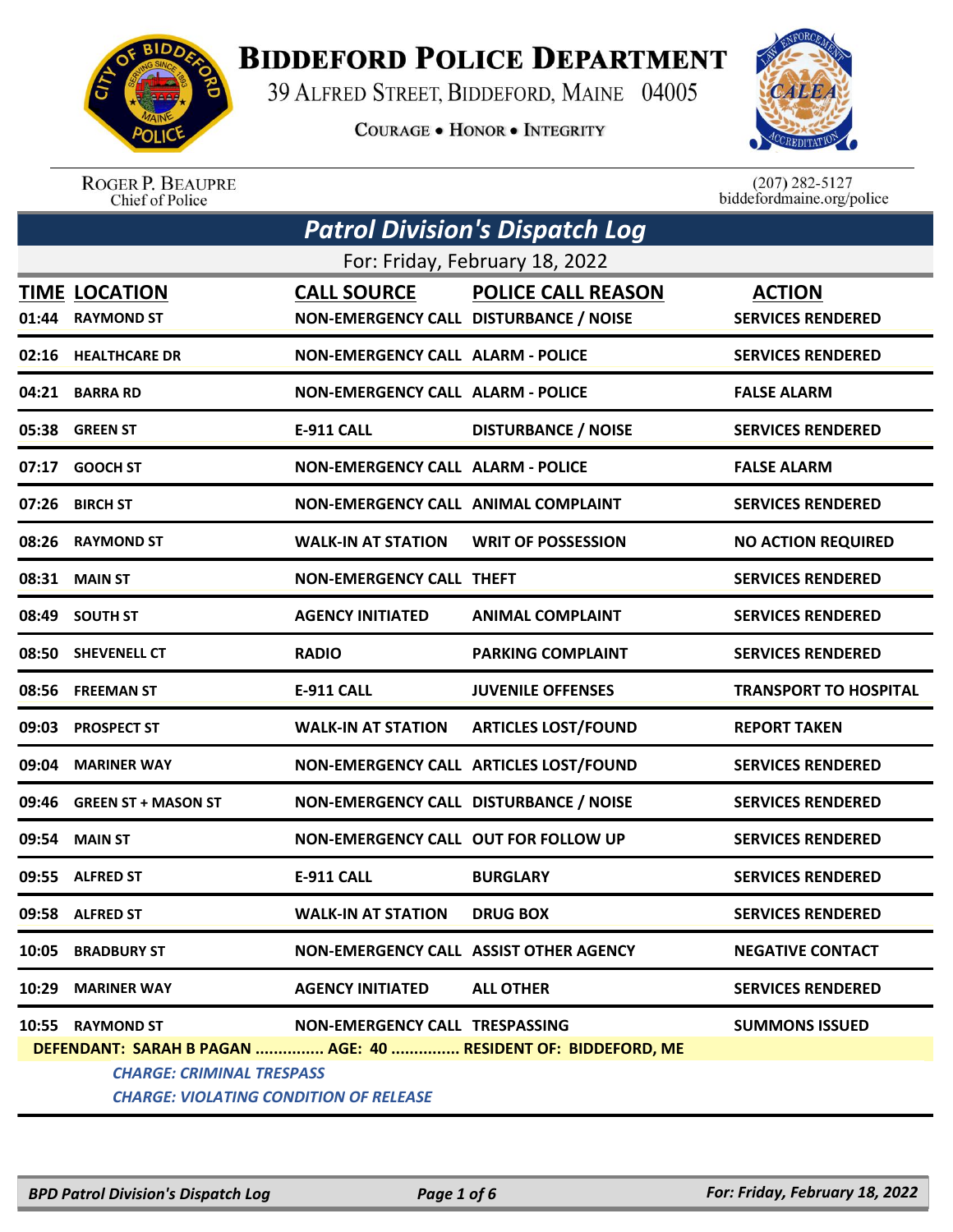# Biddeford Police Department

39 Alfred Street, Biddeford, Maine 04005

Courage • Honor • Integrity

Roger P. Beaupre
Chief of Police

(207) 282-5127
biddefordmaine.org/police

## Patrol Division's Dispatch Log

For: Friday, February 18, 2022

| TIME | LOCATION | CALL SOURCE | POLICE CALL REASON | ACTION |
|---|---|---|---|---|
| 01:44 | RAYMOND ST | NON-EMERGENCY CALL | DISTURBANCE / NOISE | SERVICES RENDERED |
| 02:16 | HEALTHCARE DR | NON-EMERGENCY CALL | ALARM - POLICE | SERVICES RENDERED |
| 04:21 | BARRA RD | NON-EMERGENCY CALL | ALARM - POLICE | FALSE ALARM |
| 05:38 | GREEN ST | E-911 CALL | DISTURBANCE / NOISE | SERVICES RENDERED |
| 07:17 | GOOCH ST | NON-EMERGENCY CALL | ALARM - POLICE | FALSE ALARM |
| 07:26 | BIRCH ST | NON-EMERGENCY CALL | ANIMAL COMPLAINT | SERVICES RENDERED |
| 08:26 | RAYMOND ST | WALK-IN AT STATION | WRIT OF POSSESSION | NO ACTION REQUIRED |
| 08:31 | MAIN ST | NON-EMERGENCY CALL | THEFT | SERVICES RENDERED |
| 08:49 | SOUTH ST | AGENCY INITIATED | ANIMAL COMPLAINT | SERVICES RENDERED |
| 08:50 | SHEVENELL CT | RADIO | PARKING COMPLAINT | SERVICES RENDERED |
| 08:56 | FREEMAN ST | E-911 CALL | JUVENILE OFFENSES | TRANSPORT TO HOSPITAL |
| 09:03 | PROSPECT ST | WALK-IN AT STATION | ARTICLES LOST/FOUND | REPORT TAKEN |
| 09:04 | MARINER WAY | NON-EMERGENCY CALL | ARTICLES LOST/FOUND | SERVICES RENDERED |
| 09:46 | GREEN ST + MASON ST | NON-EMERGENCY CALL | DISTURBANCE / NOISE | SERVICES RENDERED |
| 09:54 | MAIN ST | NON-EMERGENCY CALL | OUT FOR FOLLOW UP | SERVICES RENDERED |
| 09:55 | ALFRED ST | E-911 CALL | BURGLARY | SERVICES RENDERED |
| 09:58 | ALFRED ST | WALK-IN AT STATION | DRUG BOX | SERVICES RENDERED |
| 10:05 | BRADBURY ST | NON-EMERGENCY CALL | ASSIST OTHER AGENCY | NEGATIVE CONTACT |
| 10:29 | MARINER WAY | AGENCY INITIATED | ALL OTHER | SERVICES RENDERED |
| 10:55 | RAYMOND ST | NON-EMERGENCY CALL | TRESPASSING | SUMMONS ISSUED |

**DEFENDANT: SARAH B PAGAN ............... AGE: 40 ............... RESIDENT OF: BIDDEFORD, ME**

*CHARGE: CRIMINAL TRESPASS*

*CHARGE: VIOLATING CONDITION OF RELEASE*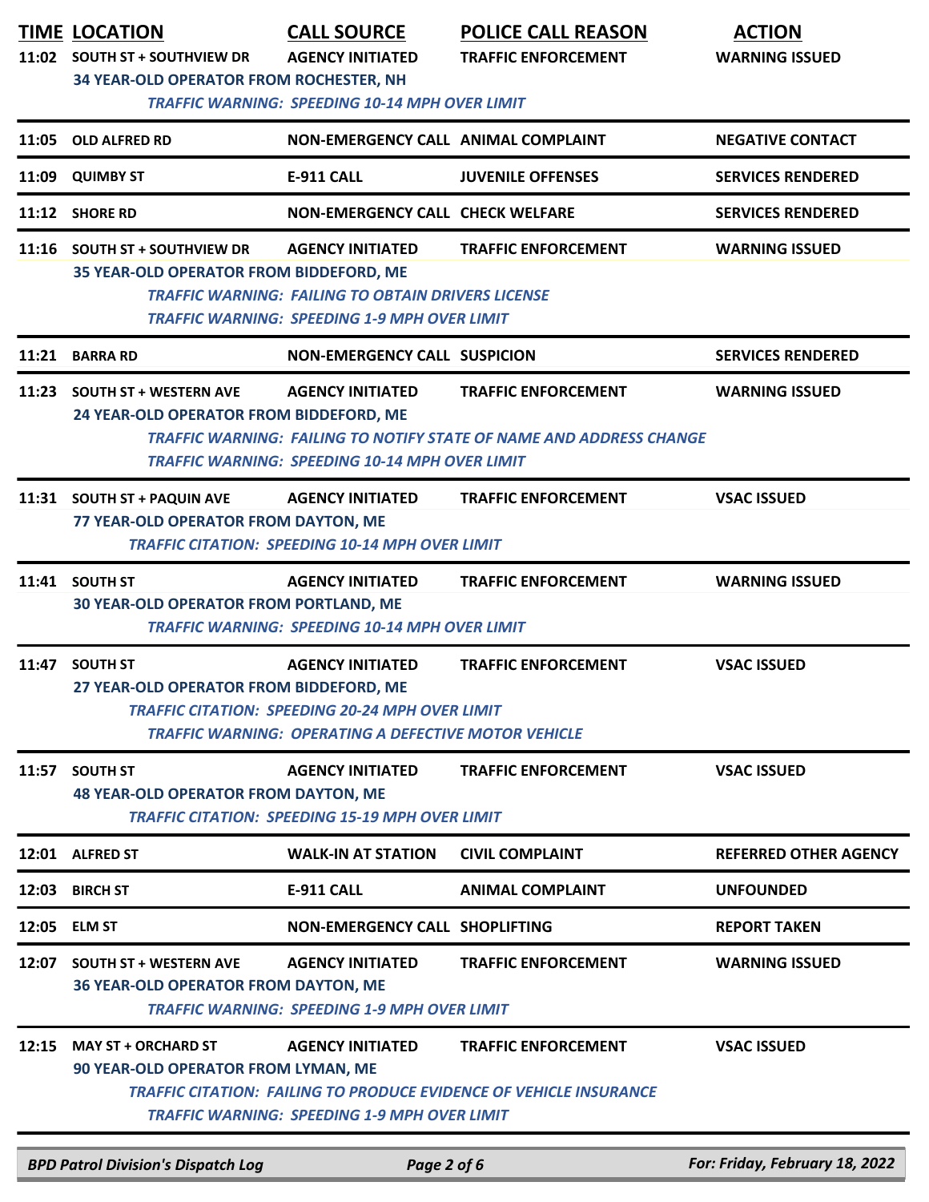| TIME | LOCATION | CALL SOURCE | POLICE CALL REASON | ACTION |
|---|---|---|---|---|
| 11:02 | SOUTH ST + SOUTHVIEW DR | AGENCY INITIATED | TRAFFIC ENFORCEMENT | WARNING ISSUED |
| | 34 YEAR-OLD OPERATOR FROM ROCHESTER, NH | | | |
| | *TRAFFIC WARNING: SPEEDING 10-14 MPH OVER LIMIT* | | | |
| 11:05 | OLD ALFRED RD | NON-EMERGENCY CALL | ANIMAL COMPLAINT | NEGATIVE CONTACT |
| 11:09 | QUIMBY ST | E-911 CALL | JUVENILE OFFENSES | SERVICES RENDERED |
| 11:12 | SHORE RD | NON-EMERGENCY CALL | CHECK WELFARE | SERVICES RENDERED |
| 11:16 | SOUTH ST + SOUTHVIEW DR | AGENCY INITIATED | TRAFFIC ENFORCEMENT | WARNING ISSUED |
| | 35 YEAR-OLD OPERATOR FROM BIDDEFORD, ME | | | |
| | *TRAFFIC WARNING: FAILING TO OBTAIN DRIVERS LICENSE* | | | |
| | *TRAFFIC WARNING: SPEEDING 1-9 MPH OVER LIMIT* | | | |
| 11:21 | BARRA RD | NON-EMERGENCY CALL | SUSPICION | SERVICES RENDERED |
| 11:23 | SOUTH ST + WESTERN AVE | AGENCY INITIATED | TRAFFIC ENFORCEMENT | WARNING ISSUED |
| | 24 YEAR-OLD OPERATOR FROM BIDDEFORD, ME | | | |
| | *TRAFFIC WARNING: FAILING TO NOTIFY STATE OF NAME AND ADDRESS CHANGE* | | | |
| | *TRAFFIC WARNING: SPEEDING 10-14 MPH OVER LIMIT* | | | |
| 11:31 | SOUTH ST + PAQUIN AVE | AGENCY INITIATED | TRAFFIC ENFORCEMENT | VSAC ISSUED |
| | 77 YEAR-OLD OPERATOR FROM DAYTON, ME | | | |
| | *TRAFFIC CITATION: SPEEDING 10-14 MPH OVER LIMIT* | | | |
| 11:41 | SOUTH ST | AGENCY INITIATED | TRAFFIC ENFORCEMENT | WARNING ISSUED |
| | 30 YEAR-OLD OPERATOR FROM PORTLAND, ME | | | |
| | *TRAFFIC WARNING: SPEEDING 10-14 MPH OVER LIMIT* | | | |
| 11:47 | SOUTH ST | AGENCY INITIATED | TRAFFIC ENFORCEMENT | VSAC ISSUED |
| | 27 YEAR-OLD OPERATOR FROM BIDDEFORD, ME | | | |
| | *TRAFFIC CITATION: SPEEDING 20-24 MPH OVER LIMIT* | | | |
| | *TRAFFIC WARNING: OPERATING A DEFECTIVE MOTOR VEHICLE* | | | |
| 11:57 | SOUTH ST | AGENCY INITIATED | TRAFFIC ENFORCEMENT | VSAC ISSUED |
| | 48 YEAR-OLD OPERATOR FROM DAYTON, ME | | | |
| | *TRAFFIC CITATION: SPEEDING 15-19 MPH OVER LIMIT* | | | |
| 12:01 | ALFRED ST | WALK-IN AT STATION | CIVIL COMPLAINT | REFERRED OTHER AGENCY |
| 12:03 | BIRCH ST | E-911 CALL | ANIMAL COMPLAINT | UNFOUNDED |
| 12:05 | ELM ST | NON-EMERGENCY CALL | SHOPLIFTING | REPORT TAKEN |
| 12:07 | SOUTH ST + WESTERN AVE | AGENCY INITIATED | TRAFFIC ENFORCEMENT | WARNING ISSUED |
| | 36 YEAR-OLD OPERATOR FROM DAYTON, ME | | | |
| | *TRAFFIC WARNING: SPEEDING 1-9 MPH OVER LIMIT* | | | |
| 12:15 | MAY ST + ORCHARD ST | AGENCY INITIATED | TRAFFIC ENFORCEMENT | VSAC ISSUED |
| | 90 YEAR-OLD OPERATOR FROM LYMAN, ME | | | |
| | *TRAFFIC CITATION: FAILING TO PRODUCE EVIDENCE OF VEHICLE INSURANCE* | | | |
| | *TRAFFIC WARNING: SPEEDING 1-9 MPH OVER LIMIT* | | | |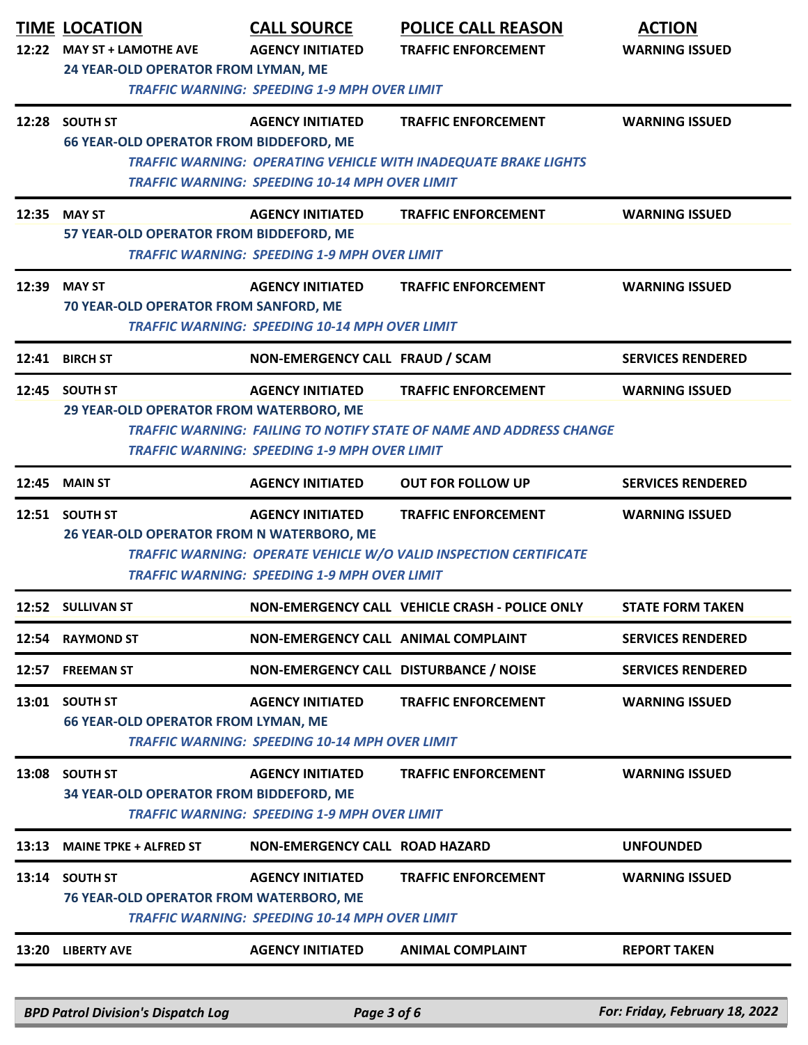| TIME | LOCATION | CALL SOURCE | POLICE CALL REASON | ACTION |
|---|---|---|---|---|
| 12:22 | MAY ST + LAMOTHE AVE | AGENCY INITIATED | TRAFFIC ENFORCEMENT | WARNING ISSUED |
| | 24 YEAR-OLD OPERATOR FROM LYMAN, ME | | | |
| | | *TRAFFIC WARNING: SPEEDING 1-9 MPH OVER LIMIT* | | |
| 12:28 | SOUTH ST | AGENCY INITIATED | TRAFFIC ENFORCEMENT | WARNING ISSUED |
| | 66 YEAR-OLD OPERATOR FROM BIDDEFORD, ME | | | |
| | | *TRAFFIC WARNING: OPERATING VEHICLE WITH INADEQUATE BRAKE LIGHTS* | | |
| | | *TRAFFIC WARNING: SPEEDING 10-14 MPH OVER LIMIT* | | |
| 12:35 | MAY ST | AGENCY INITIATED | TRAFFIC ENFORCEMENT | WARNING ISSUED |
| | 57 YEAR-OLD OPERATOR FROM BIDDEFORD, ME | | | |
| | | *TRAFFIC WARNING: SPEEDING 1-9 MPH OVER LIMIT* | | |
| 12:39 | MAY ST | AGENCY INITIATED | TRAFFIC ENFORCEMENT | WARNING ISSUED |
| | 70 YEAR-OLD OPERATOR FROM SANFORD, ME | | | |
| | | *TRAFFIC WARNING: SPEEDING 10-14 MPH OVER LIMIT* | | |
| 12:41 | BIRCH ST | NON-EMERGENCY CALL | FRAUD / SCAM | SERVICES RENDERED |
| 12:45 | SOUTH ST | AGENCY INITIATED | TRAFFIC ENFORCEMENT | WARNING ISSUED |
| | 29 YEAR-OLD OPERATOR FROM WATERBORO, ME | | | |
| | | *TRAFFIC WARNING: FAILING TO NOTIFY STATE OF NAME AND ADDRESS CHANGE* | | |
| | | *TRAFFIC WARNING: SPEEDING 1-9 MPH OVER LIMIT* | | |
| 12:45 | MAIN ST | AGENCY INITIATED | OUT FOR FOLLOW UP | SERVICES RENDERED |
| 12:51 | SOUTH ST | AGENCY INITIATED | TRAFFIC ENFORCEMENT | WARNING ISSUED |
| | 26 YEAR-OLD OPERATOR FROM N WATERBORO, ME | | | |
| | | *TRAFFIC WARNING: OPERATE VEHICLE W/O VALID INSPECTION CERTIFICATE* | | |
| | | *TRAFFIC WARNING: SPEEDING 1-9 MPH OVER LIMIT* | | |
| 12:52 | SULLIVAN ST | NON-EMERGENCY CALL | VEHICLE CRASH - POLICE ONLY | STATE FORM TAKEN |
| 12:54 | RAYMOND ST | NON-EMERGENCY CALL | ANIMAL COMPLAINT | SERVICES RENDERED |
| 12:57 | FREEMAN ST | NON-EMERGENCY CALL | DISTURBANCE / NOISE | SERVICES RENDERED |
| 13:01 | SOUTH ST | AGENCY INITIATED | TRAFFIC ENFORCEMENT | WARNING ISSUED |
| | 66 YEAR-OLD OPERATOR FROM LYMAN, ME | | | |
| | | *TRAFFIC WARNING: SPEEDING 10-14 MPH OVER LIMIT* | | |
| 13:08 | SOUTH ST | AGENCY INITIATED | TRAFFIC ENFORCEMENT | WARNING ISSUED |
| | 34 YEAR-OLD OPERATOR FROM BIDDEFORD, ME | | | |
| | | *TRAFFIC WARNING: SPEEDING 1-9 MPH OVER LIMIT* | | |
| 13:13 | MAINE TPKE + ALFRED ST | NON-EMERGENCY CALL | ROAD HAZARD | UNFOUNDED |
| 13:14 | SOUTH ST | AGENCY INITIATED | TRAFFIC ENFORCEMENT | WARNING ISSUED |
| | 76 YEAR-OLD OPERATOR FROM WATERBORO, ME | | | |
| | | *TRAFFIC WARNING: SPEEDING 10-14 MPH OVER LIMIT* | | |
| 13:20 | LIBERTY AVE | AGENCY INITIATED | ANIMAL COMPLAINT | REPORT TAKEN |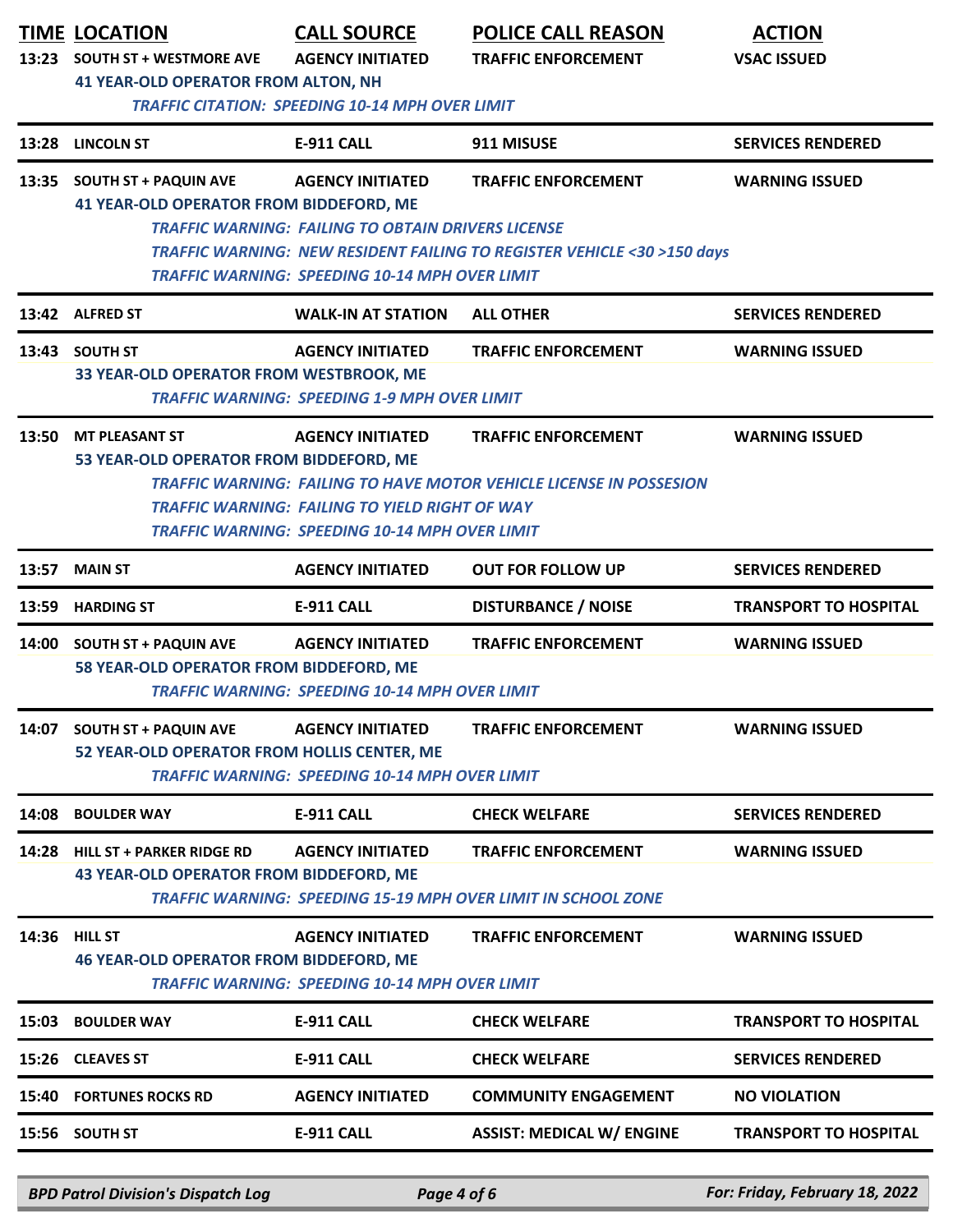| TIME | LOCATION | CALL SOURCE | POLICE CALL REASON | ACTION |
|---|---|---|---|---|
| 13:23 | SOUTH ST + WESTMORE AVE | AGENCY INITIATED | TRAFFIC ENFORCEMENT | VSAC ISSUED |
| | 41 YEAR-OLD OPERATOR FROM ALTON, NH | | | |
| | *TRAFFIC CITATION: SPEEDING 10-14 MPH OVER LIMIT* | | | |
| 13:28 | LINCOLN ST | E-911 CALL | 911 MISUSE | SERVICES RENDERED |
| 13:35 | SOUTH ST + PAQUIN AVE | AGENCY INITIATED | TRAFFIC ENFORCEMENT | WARNING ISSUED |
| | 41 YEAR-OLD OPERATOR FROM BIDDEFORD, ME | | | |
| | *TRAFFIC WARNING: FAILING TO OBTAIN DRIVERS LICENSE* | | | |
| | *TRAFFIC WARNING: NEW RESIDENT FAILING TO REGISTER VEHICLE <30 >150 days* | | | |
| | *TRAFFIC WARNING: SPEEDING 10-14 MPH OVER LIMIT* | | | |
| 13:42 | ALFRED ST | WALK-IN AT STATION | ALL OTHER | SERVICES RENDERED |
| 13:43 | SOUTH ST | AGENCY INITIATED | TRAFFIC ENFORCEMENT | WARNING ISSUED |
| | 33 YEAR-OLD OPERATOR FROM WESTBROOK, ME | | | |
| | *TRAFFIC WARNING: SPEEDING 1-9 MPH OVER LIMIT* | | | |
| 13:50 | MT PLEASANT ST | AGENCY INITIATED | TRAFFIC ENFORCEMENT | WARNING ISSUED |
| | 53 YEAR-OLD OPERATOR FROM BIDDEFORD, ME | | | |
| | *TRAFFIC WARNING: FAILING TO HAVE MOTOR VEHICLE LICENSE IN POSSESION* | | | |
| | *TRAFFIC WARNING: FAILING TO YIELD RIGHT OF WAY* | | | |
| | *TRAFFIC WARNING: SPEEDING 10-14 MPH OVER LIMIT* | | | |
| 13:57 | MAIN ST | AGENCY INITIATED | OUT FOR FOLLOW UP | SERVICES RENDERED |
| 13:59 | HARDING ST | E-911 CALL | DISTURBANCE / NOISE | TRANSPORT TO HOSPITAL |
| 14:00 | SOUTH ST + PAQUIN AVE | AGENCY INITIATED | TRAFFIC ENFORCEMENT | WARNING ISSUED |
| | 58 YEAR-OLD OPERATOR FROM BIDDEFORD, ME | | | |
| | *TRAFFIC WARNING: SPEEDING 10-14 MPH OVER LIMIT* | | | |
| 14:07 | SOUTH ST + PAQUIN AVE | AGENCY INITIATED | TRAFFIC ENFORCEMENT | WARNING ISSUED |
| | 52 YEAR-OLD OPERATOR FROM HOLLIS CENTER, ME | | | |
| | *TRAFFIC WARNING: SPEEDING 10-14 MPH OVER LIMIT* | | | |
| 14:08 | BOULDER WAY | E-911 CALL | CHECK WELFARE | SERVICES RENDERED |
| 14:28 | HILL ST + PARKER RIDGE RD | AGENCY INITIATED | TRAFFIC ENFORCEMENT | WARNING ISSUED |
| | 43 YEAR-OLD OPERATOR FROM BIDDEFORD, ME | | | |
| | *TRAFFIC WARNING: SPEEDING 15-19 MPH OVER LIMIT IN SCHOOL ZONE* | | | |
| 14:36 | HILL ST | AGENCY INITIATED | TRAFFIC ENFORCEMENT | WARNING ISSUED |
| | 46 YEAR-OLD OPERATOR FROM BIDDEFORD, ME | | | |
| | *TRAFFIC WARNING: SPEEDING 10-14 MPH OVER LIMIT* | | | |
| 15:03 | BOULDER WAY | E-911 CALL | CHECK WELFARE | TRANSPORT TO HOSPITAL |
| 15:26 | CLEAVES ST | E-911 CALL | CHECK WELFARE | SERVICES RENDERED |
| 15:40 | FORTUNES ROCKS RD | AGENCY INITIATED | COMMUNITY ENGAGEMENT | NO VIOLATION |
| 15:56 | SOUTH ST | E-911 CALL | ASSIST: MEDICAL W/ ENGINE | TRANSPORT TO HOSPITAL |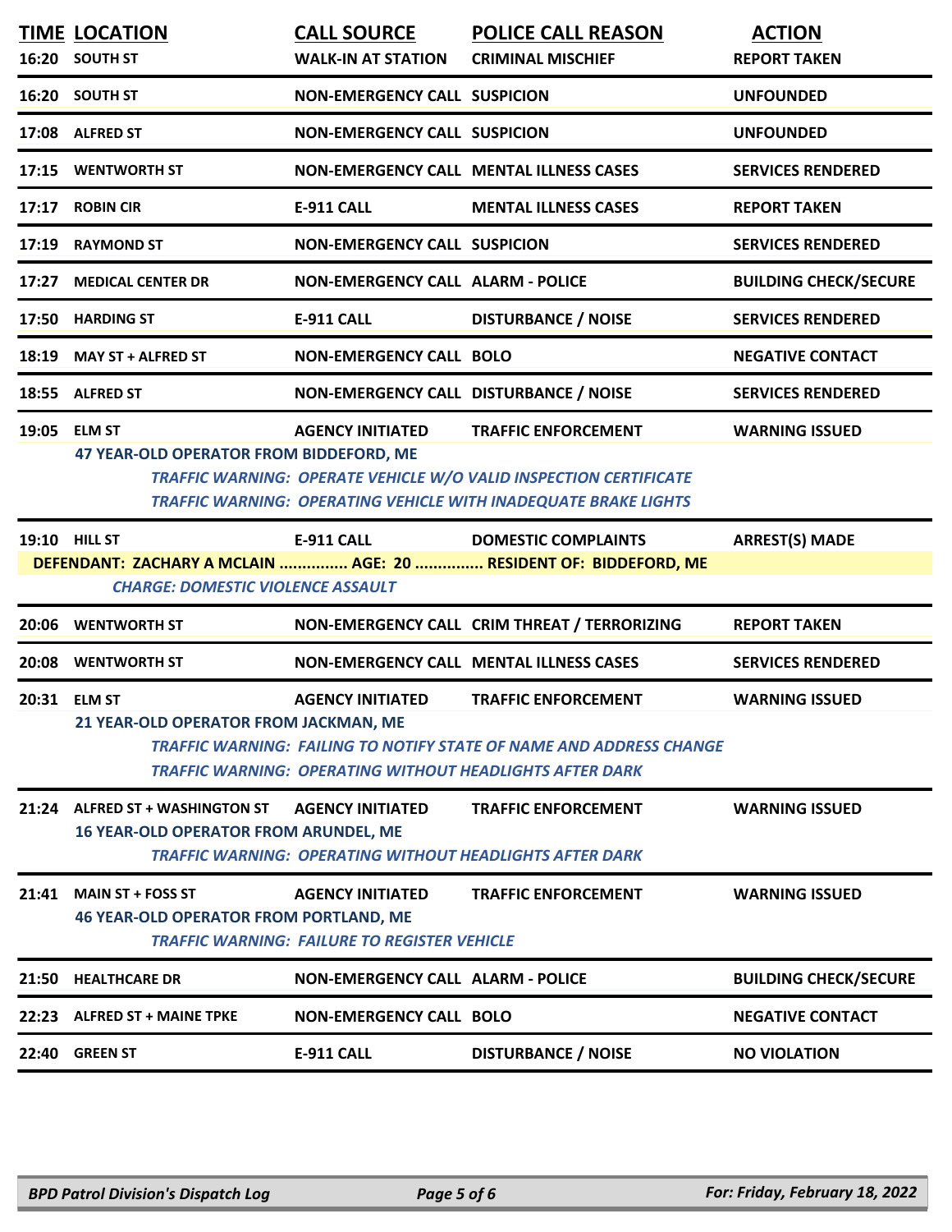| TIME | LOCATION | CALL SOURCE | POLICE CALL REASON | ACTION |
|---|---|---|---|---|
| 16:20 | SOUTH ST | WALK-IN AT STATION | CRIMINAL MISCHIEF | REPORT TAKEN |
| 16:20 | SOUTH ST | NON-EMERGENCY CALL | SUSPICION | UNFOUNDED |
| 17:08 | ALFRED ST | NON-EMERGENCY CALL | SUSPICION | UNFOUNDED |
| 17:15 | WENTWORTH ST | NON-EMERGENCY CALL | MENTAL ILLNESS CASES | SERVICES RENDERED |
| 17:17 | ROBIN CIR | E-911 CALL | MENTAL ILLNESS CASES | REPORT TAKEN |
| 17:19 | RAYMOND ST | NON-EMERGENCY CALL | SUSPICION | SERVICES RENDERED |
| 17:27 | MEDICAL CENTER DR | NON-EMERGENCY CALL | ALARM - POLICE | BUILDING CHECK/SECURE |
| 17:50 | HARDING ST | E-911 CALL | DISTURBANCE / NOISE | SERVICES RENDERED |
| 18:19 | MAY ST + ALFRED ST | NON-EMERGENCY CALL | BOLO | NEGATIVE CONTACT |
| 18:55 | ALFRED ST | NON-EMERGENCY CALL | DISTURBANCE / NOISE | SERVICES RENDERED |
| 19:05 | ELM ST | AGENCY INITIATED | TRAFFIC ENFORCEMENT | WARNING ISSUED |
| | 47 YEAR-OLD OPERATOR FROM BIDDEFORD, ME | | | |
| | | *TRAFFIC WARNING: OPERATE VEHICLE W/O VALID INSPECTION CERTIFICATE* | | |
| | | *TRAFFIC WARNING: OPERATING VEHICLE WITH INADEQUATE BRAKE LIGHTS* | | |
| 19:10 | HILL ST | E-911 CALL | DOMESTIC COMPLAINTS | ARREST(S) MADE |
| | DEFENDANT: ZACHARY A MCLAIN ............... AGE: 20 ............... RESIDENT OF: BIDDEFORD, ME | | | |
| | *CHARGE: DOMESTIC VIOLENCE ASSAULT* | | | |
| 20:06 | WENTWORTH ST | NON-EMERGENCY CALL | CRIM THREAT / TERRORIZING | REPORT TAKEN |
| 20:08 | WENTWORTH ST | NON-EMERGENCY CALL | MENTAL ILLNESS CASES | SERVICES RENDERED |
| 20:31 | ELM ST | AGENCY INITIATED | TRAFFIC ENFORCEMENT | WARNING ISSUED |
| | 21 YEAR-OLD OPERATOR FROM JACKMAN, ME | | | |
| | | *TRAFFIC WARNING: FAILING TO NOTIFY STATE OF NAME AND ADDRESS CHANGE* | | |
| | | *TRAFFIC WARNING: OPERATING WITHOUT HEADLIGHTS AFTER DARK* | | |
| 21:24 | ALFRED ST + WASHINGTON ST | AGENCY INITIATED | TRAFFIC ENFORCEMENT | WARNING ISSUED |
| | 16 YEAR-OLD OPERATOR FROM ARUNDEL, ME | | | |
| | | *TRAFFIC WARNING: OPERATING WITHOUT HEADLIGHTS AFTER DARK* | | |
| 21:41 | MAIN ST + FOSS ST | AGENCY INITIATED | TRAFFIC ENFORCEMENT | WARNING ISSUED |
| | 46 YEAR-OLD OPERATOR FROM PORTLAND, ME | | | |
| | | *TRAFFIC WARNING: FAILURE TO REGISTER VEHICLE* | | |
| 21:50 | HEALTHCARE DR | NON-EMERGENCY CALL | ALARM - POLICE | BUILDING CHECK/SECURE |
| 22:23 | ALFRED ST + MAINE TPKE | NON-EMERGENCY CALL | BOLO | NEGATIVE CONTACT |
| 22:40 | GREEN ST | E-911 CALL | DISTURBANCE / NOISE | NO VIOLATION |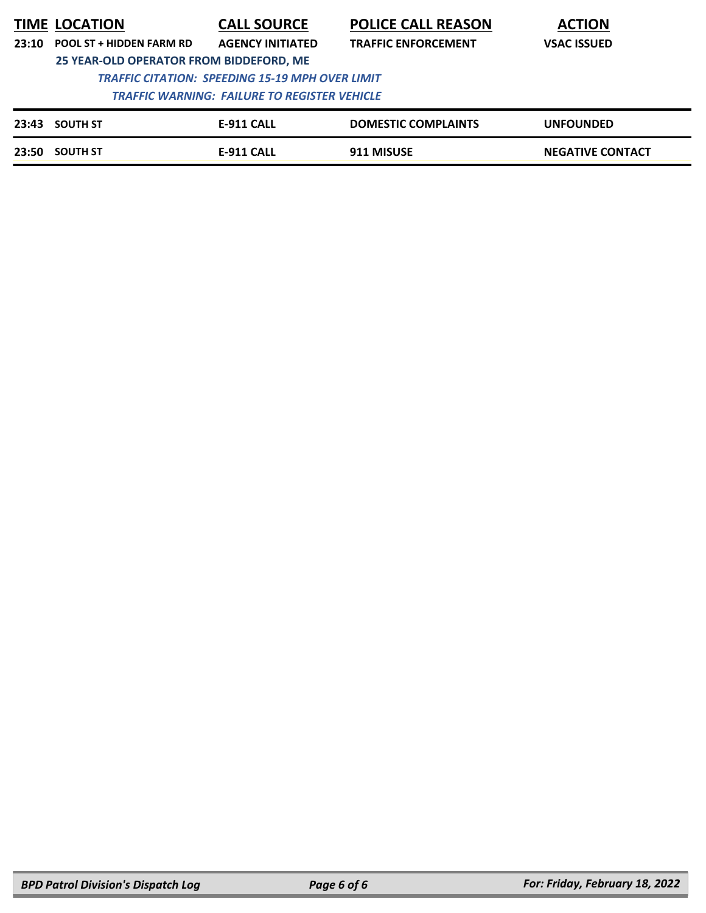| TIME | LOCATION | CALL SOURCE | POLICE CALL REASON | ACTION |
|---|---|---|---|---|
| 23:10 | POOL ST + HIDDEN FARM RD | AGENCY INITIATED | TRAFFIC ENFORCEMENT | VSAC ISSUED |
| | 25 YEAR-OLD OPERATOR FROM BIDDEFORD, ME | | | |
| | *TRAFFIC CITATION: SPEEDING 15-19 MPH OVER LIMIT* | | | |
| | *TRAFFIC WARNING: FAILURE TO REGISTER VEHICLE* | | | |
| 23:43 | SOUTH ST | E-911 CALL | DOMESTIC COMPLAINTS | UNFOUNDED |
| 23:50 | SOUTH ST | E-911 CALL | 911 MISUSE | NEGATIVE CONTACT |